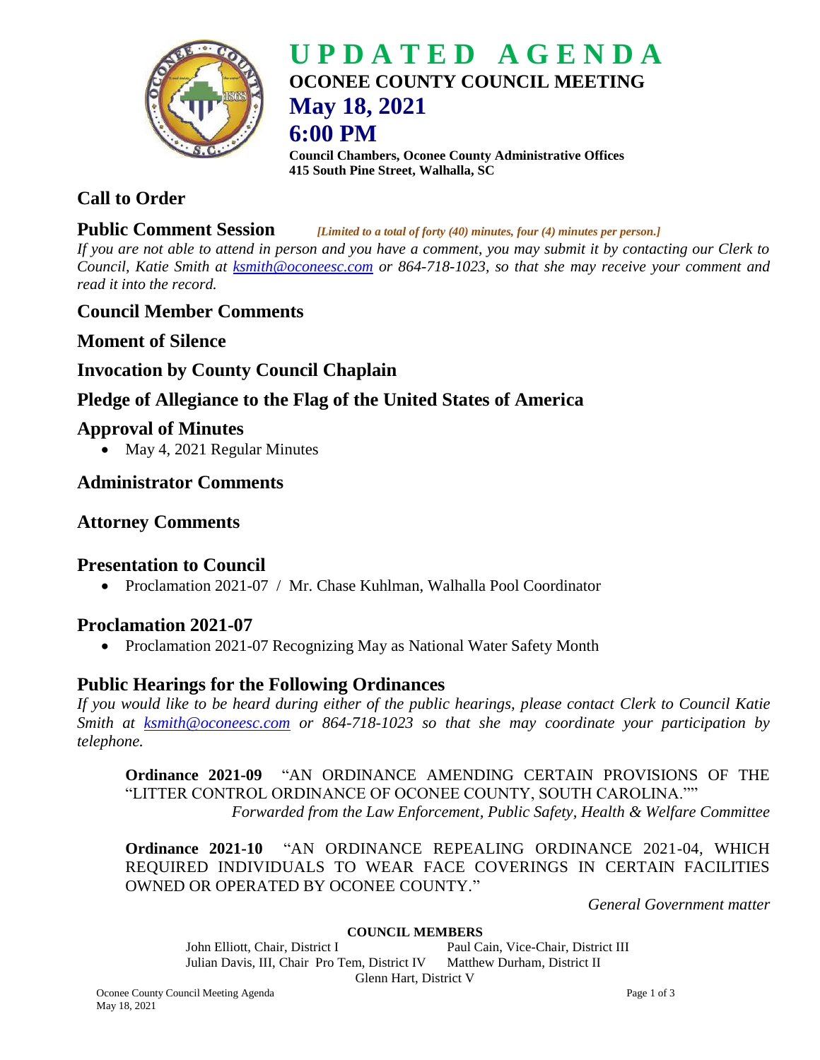# UPDATED AGENDA

## OCONEE COUNTY COUNCIL MEETING

## May 18, 2021

## 6:00 PM

**Council Chambers, Oconee County Administrative Offices**
**415 South Pine Street, Walhalla, SC**

## Call to Order

## Public Comment Session *[Limited to a total of forty (40) minutes, four (4) minutes per person.]*

*If you are not able to attend in person and you have a comment, you may submit it by contacting our Clerk to Council, Katie Smith at ksmith@oconeesc.com or 864-718-1023, so that she may receive your comment and read it into the record.*

## Council Member Comments

## Moment of Silence

## Invocation by County Council Chaplain

## Pledge of Allegiance to the Flag of the United States of America

## Approval of Minutes

- May 4, 2021 Regular Minutes

## Administrator Comments

## Attorney Comments

## Presentation to Council

- Proclamation 2021-07 / Mr. Chase Kuhlman, Walhalla Pool Coordinator

## Proclamation 2021-07

- Proclamation 2021-07 Recognizing May as National Water Safety Month

## Public Hearings for the Following Ordinances

*If you would like to be heard during either of the public hearings, please contact Clerk to Council Katie Smith at ksmith@oconeesc.com or 864-718-1023 so that she may coordinate your participation by telephone.*

**Ordinance 2021-09** "AN ORDINANCE AMENDING CERTAIN PROVISIONS OF THE "LITTER CONTROL ORDINANCE OF OCONEE COUNTY, SOUTH CAROLINA.""
*Forwarded from the Law Enforcement, Public Safety, Health & Welfare Committee*

**Ordinance 2021-10** "AN ORDINANCE REPEALING ORDINANCE 2021-04, WHICH REQUIRED INDIVIDUALS TO WEAR FACE COVERINGS IN CERTAIN FACILITIES OWNED OR OPERATED BY OCONEE COUNTY."
*General Government matter*

**COUNCIL MEMBERS**

John Elliott, Chair, District I
Paul Cain, Vice-Chair, District III
Julian Davis, III, Chair Pro Tem, District IV
Matthew Durham, District II
Glenn Hart, District V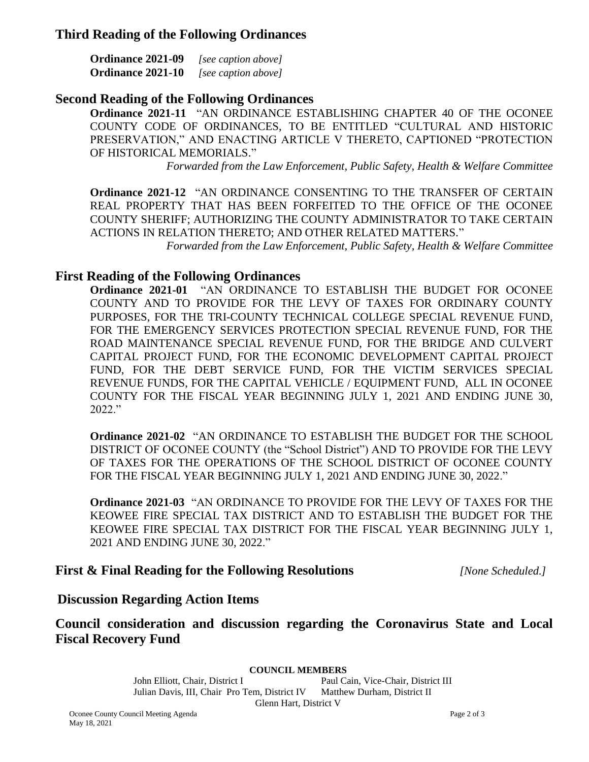## Third Reading of the Following Ordinances

**Ordinance 2021-09** *[see caption above]*
**Ordinance 2021-10** *[see caption above]*

## Second Reading of the Following Ordinances

**Ordinance 2021-11** "AN ORDINANCE ESTABLISHING CHAPTER 40 OF THE OCONEE COUNTY CODE OF ORDINANCES, TO BE ENTITLED "CULTURAL AND HISTORIC PRESERVATION," AND ENACTING ARTICLE V THERETO, CAPTIONED "PROTECTION OF HISTORICAL MEMORIALS."

*Forwarded from the Law Enforcement, Public Safety, Health & Welfare Committee*

**Ordinance 2021-12** "AN ORDINANCE CONSENTING TO THE TRANSFER OF CERTAIN REAL PROPERTY THAT HAS BEEN FORFEITED TO THE OFFICE OF THE OCONEE COUNTY SHERIFF; AUTHORIZING THE COUNTY ADMINISTRATOR TO TAKE CERTAIN ACTIONS IN RELATION THERETO; AND OTHER RELATED MATTERS."

*Forwarded from the Law Enforcement, Public Safety, Health & Welfare Committee*

## First Reading of the Following Ordinances

**Ordinance 2021-01** "AN ORDINANCE TO ESTABLISH THE BUDGET FOR OCONEE COUNTY AND TO PROVIDE FOR THE LEVY OF TAXES FOR ORDINARY COUNTY PURPOSES, FOR THE TRI-COUNTY TECHNICAL COLLEGE SPECIAL REVENUE FUND, FOR THE EMERGENCY SERVICES PROTECTION SPECIAL REVENUE FUND, FOR THE ROAD MAINTENANCE SPECIAL REVENUE FUND, FOR THE BRIDGE AND CULVERT CAPITAL PROJECT FUND, FOR THE ECONOMIC DEVELOPMENT CAPITAL PROJECT FUND, FOR THE DEBT SERVICE FUND, FOR THE VICTIM SERVICES SPECIAL REVENUE FUNDS, FOR THE CAPITAL VEHICLE / EQUIPMENT FUND, ALL IN OCONEE COUNTY FOR THE FISCAL YEAR BEGINNING JULY 1, 2021 AND ENDING JUNE 30, 2022."

**Ordinance 2021-02** "AN ORDINANCE TO ESTABLISH THE BUDGET FOR THE SCHOOL DISTRICT OF OCONEE COUNTY (the "School District") AND TO PROVIDE FOR THE LEVY OF TAXES FOR THE OPERATIONS OF THE SCHOOL DISTRICT OF OCONEE COUNTY FOR THE FISCAL YEAR BEGINNING JULY 1, 2021 AND ENDING JUNE 30, 2022."

**Ordinance 2021-03** "AN ORDINANCE TO PROVIDE FOR THE LEVY OF TAXES FOR THE KEOWEE FIRE SPECIAL TAX DISTRICT AND TO ESTABLISH THE BUDGET FOR THE KEOWEE FIRE SPECIAL TAX DISTRICT FOR THE FISCAL YEAR BEGINNING JULY 1, 2021 AND ENDING JUNE 30, 2022."

## First & Final Reading for the Following Resolutions *[None Scheduled.]*

## Discussion Regarding Action Items

## Council consideration and discussion regarding the Coronavirus State and Local Fiscal Recovery Fund

**COUNCIL MEMBERS**

John Elliott, Chair, District I | Paul Cain, Vice-Chair, District III
Julian Davis, III, Chair Pro Tem, District IV | Matthew Durham, District II
Glenn Hart, District V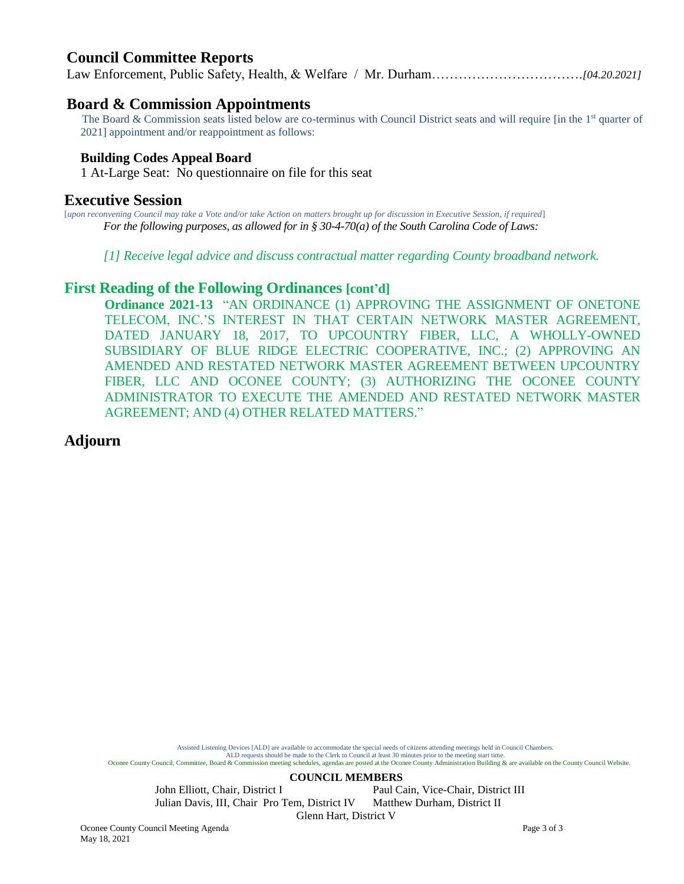## Council Committee Reports

Law Enforcement, Public Safety, Health, & Welfare / Mr. Durham……………………………*[04.20.2021]*

## Board & Commission Appointments

The Board & Commission seats listed below are co-terminus with Council District seats and will require [in the 1st quarter of 2021] appointment and/or reappointment as follows:

### Building Codes Appeal Board

1 At-Large Seat: No questionnaire on file for this seat

## Executive Session

[*upon reconvening Council may take a Vote and/or take Action on matters brought up for discussion in Executive Session, if required*]

*For the following purposes, as allowed for in § 30-4-70(a) of the South Carolina Code of Laws:*

*[1] Receive legal advice and discuss contractual matter regarding County broadband network.*

## First Reading of the Following Ordinances [cont'd]

**Ordinance 2021-13** "AN ORDINANCE (1) APPROVING THE ASSIGNMENT OF ONETONE TELECOM, INC.'S INTEREST IN THAT CERTAIN NETWORK MASTER AGREEMENT, DATED JANUARY 18, 2017, TO UPCOUNTRY FIBER, LLC, A WHOLLY-OWNED SUBSIDIARY OF BLUE RIDGE ELECTRIC COOPERATIVE, INC.; (2) APPROVING AN AMENDED AND RESTATED NETWORK MASTER AGREEMENT BETWEEN UPCOUNTRY FIBER, LLC AND OCONEE COUNTY; (3) AUTHORIZING THE OCONEE COUNTY ADMINISTRATOR TO EXECUTE THE AMENDED AND RESTATED NETWORK MASTER AGREEMENT; AND (4) OTHER RELATED MATTERS."

## Adjourn

Assisted Listening Devices [ALD] are available to accommodate the special needs of citizens attending meetings held in Council Chambers.
ALD requests should be made to the Clerk to Council at least 30 minutes prior to the meeting start time.
Oconee County Council, Committee, Board & Commission meeting schedules, agendas are posted at the Oconee County Administration Building & are available on the County Council Website.

**COUNCIL MEMBERS**

John Elliott, Chair, District I
Paul Cain, Vice-Chair, District III
Julian Davis, III, Chair Pro Tem, District IV
Matthew Durham, District II
Glenn Hart, District V

Oconee County Council Meeting Agenda
May 18, 2021